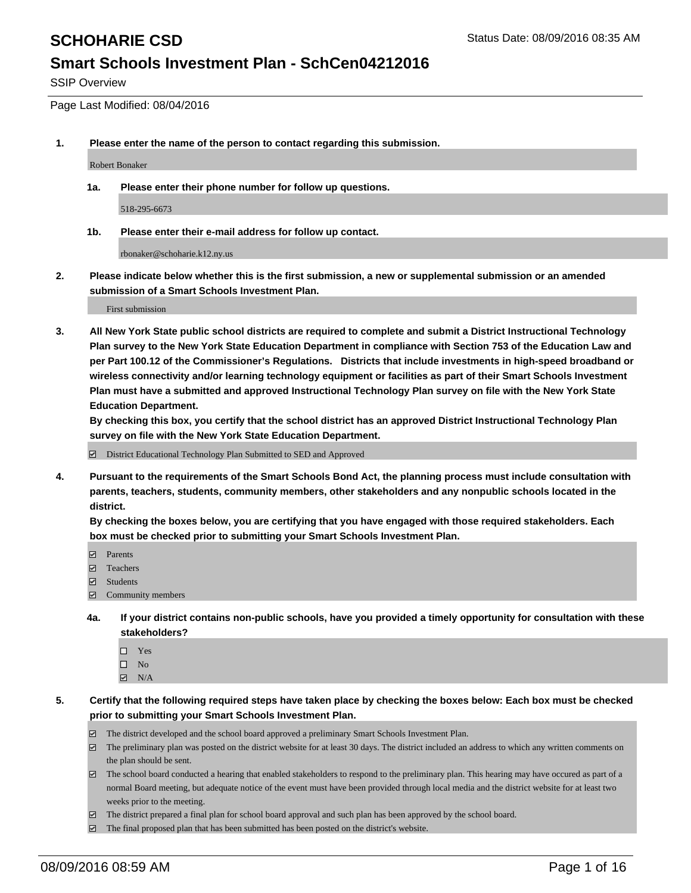# SCHOHARIE CSD

Status Date: 08/09/2016 08:35 AM

## Smart Schools Investment Plan - SchCen04212016

SSIP Overview

Page Last Modified: 08/04/2016

**1. Please enter the name of the person to contact regarding this submission.**

Robert Bonaker

**1a. Please enter their phone number for follow up questions.**

518-295-6673

**1b. Please enter their e-mail address for follow up contact.**

rbonaker@schoharie.k12.ny.us

**2. Please indicate below whether this is the first submission, a new or supplemental submission or an amended submission of a Smart Schools Investment Plan.**

First submission

**3. All New York State public school districts are required to complete and submit a District Instructional Technology Plan survey to the New York State Education Department in compliance with Section 753 of the Education Law and per Part 100.12 of the Commissioner's Regulations. Districts that include investments in high-speed broadband or wireless connectivity and/or learning technology equipment or facilities as part of their Smart Schools Investment Plan must have a submitted and approved Instructional Technology Plan survey on file with the New York State Education Department.**

**By checking this box, you certify that the school district has an approved District Instructional Technology Plan survey on file with the New York State Education Department.**

- [x] District Educational Technology Plan Submitted to SED and Approved

**4. Pursuant to the requirements of the Smart Schools Bond Act, the planning process must include consultation with parents, teachers, students, community members, other stakeholders and any nonpublic schools located in the district.**

**By checking the boxes below, you are certifying that you have engaged with those required stakeholders. Each box must be checked prior to submitting your Smart Schools Investment Plan.**

- [x] Parents
- [x] Teachers
- [x] Students
- [x] Community members

**4a. If your district contains non-public schools, have you provided a timely opportunity for consultation with these stakeholders?**

- [ ] Yes
- [ ] No
- [x] N/A

**5. Certify that the following required steps have taken place by checking the boxes below: Each box must be checked prior to submitting your Smart Schools Investment Plan.**

- [x] The district developed and the school board approved a preliminary Smart Schools Investment Plan.
- [x] The preliminary plan was posted on the district website for at least 30 days. The district included an address to which any written comments on the plan should be sent.
- [x] The school board conducted a hearing that enabled stakeholders to respond to the preliminary plan. This hearing may have occured as part of a normal Board meeting, but adequate notice of the event must have been provided through local media and the district website for at least two weeks prior to the meeting.
- [x] The district prepared a final plan for school board approval and such plan has been approved by the school board.
- [x] The final proposed plan that has been submitted has been posted on the district's website.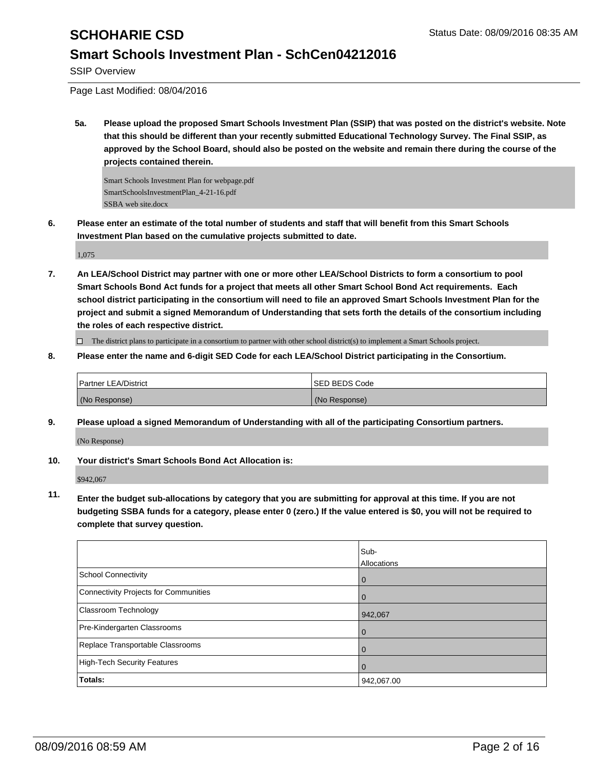# SCHOHARIE CSD

## Smart Schools Investment Plan - SchCen04212016

SSIP Overview

Page Last Modified: 08/04/2016

**5a. Please upload the proposed Smart Schools Investment Plan (SSIP) that was posted on the district's website. Note that this should be different than your recently submitted Educational Technology Survey. The Final SSIP, as approved by the School Board, should also be posted on the website and remain there during the course of the projects contained therein.**

Smart Schools Investment Plan for webpage.pdf
SmartSchoolsInvestmentPlan_4-21-16.pdf
SSBA web site.docx

**6. Please enter an estimate of the total number of students and staff that will benefit from this Smart Schools Investment Plan based on the cumulative projects submitted to date.**

1,075

**7. An LEA/School District may partner with one or more other LEA/School Districts to form a consortium to pool Smart Schools Bond Act funds for a project that meets all other Smart School Bond Act requirements. Each school district participating in the consortium will need to file an approved Smart Schools Investment Plan for the project and submit a signed Memorandum of Understanding that sets forth the details of the consortium including the roles of each respective district.**

☐ The district plans to participate in a consortium to partner with other school district(s) to implement a Smart Schools project.

**8. Please enter the name and 6-digit SED Code for each LEA/School District participating in the Consortium.**

| Partner LEA/District | SED BEDS Code |
|---|---|
| (No Response) | (No Response) |

**9. Please upload a signed Memorandum of Understanding with all of the participating Consortium partners.**

(No Response)

**10. Your district's Smart Schools Bond Act Allocation is:**

$942,067

**11. Enter the budget sub-allocations by category that you are submitting for approval at this time. If you are not budgeting SSBA funds for a category, please enter 0 (zero.) If the value entered is $0, you will not be required to complete that survey question.**

| | Sub-Allocations |
|---|---|
| School Connectivity | 0 |
| Connectivity Projects for Communities | 0 |
| Classroom Technology | 942,067 |
| Pre-Kindergarten Classrooms | 0 |
| Replace Transportable Classrooms | 0 |
| High-Tech Security Features | 0 |
| **Totals:** | 942,067.00 |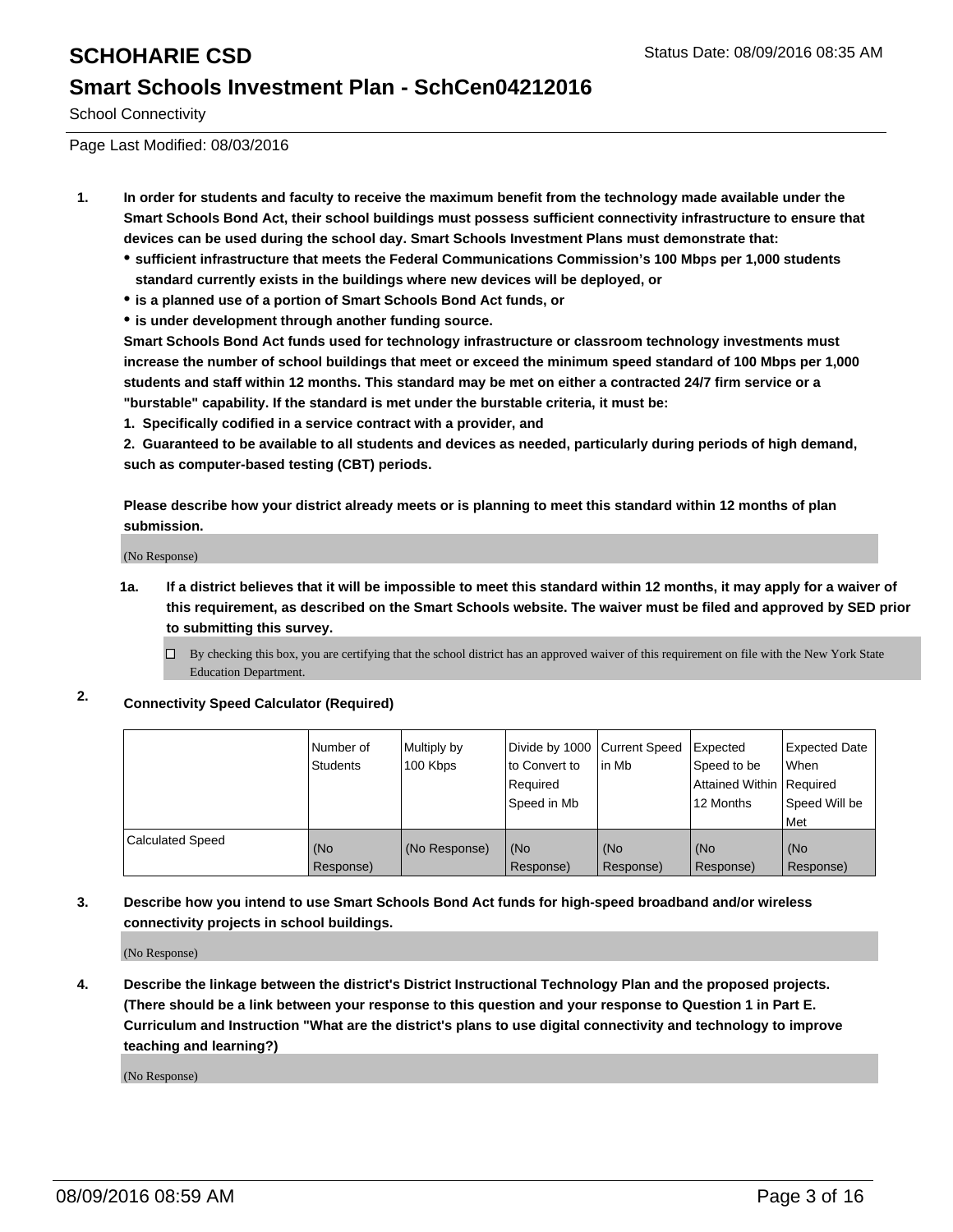School Connectivity

Page Last Modified: 08/03/2016

1. **In order for students and faculty to receive the maximum benefit from the technology made available under the Smart Schools Bond Act, their school buildings must possess sufficient connectivity infrastructure to ensure that devices can be used during the school day. Smart Schools Investment Plans must demonstrate that:**
   - **sufficient infrastructure that meets the Federal Communications Commission's 100 Mbps per 1,000 students standard currently exists in the buildings where new devices will be deployed, or**
   - **is a planned use of a portion of Smart Schools Bond Act funds, or**
   - **is under development through another funding source.**

   **Smart Schools Bond Act funds used for technology infrastructure or classroom technology investments must increase the number of school buildings that meet or exceed the minimum speed standard of 100 Mbps per 1,000 students and staff within 12 months. This standard may be met on either a contracted 24/7 firm service or a "burstable" capability. If the standard is met under the burstable criteria, it must be:**

   **1. Specifically codified in a service contract with a provider, and**

   **2. Guaranteed to be available to all students and devices as needed, particularly during periods of high demand, such as computer-based testing (CBT) periods.**

   **Please describe how your district already meets or is planning to meet this standard within 12 months of plan submission.**

   (No Response)

   **1a. If a district believes that it will be impossible to meet this standard within 12 months, it may apply for a waiver of this requirement, as described on the Smart Schools website. The waiver must be filed and approved by SED prior to submitting this survey.**

   ☐ By checking this box, you are certifying that the school district has an approved waiver of this requirement on file with the New York State Education Department.

2. **Connectivity Speed Calculator (Required)**

| | Number of Students | Multiply by 100 Kbps | Divide by 1000 to Convert to Required Speed in Mb | Current Speed in Mb | Expected Speed to be Attained Within 12 Months | Expected Date When Required Speed Will be Met |
|---|---|---|---|---|---|---|
| Calculated Speed | (No Response) | (No Response) | (No Response) | (No Response) | (No Response) | (No Response) |

3. **Describe how you intend to use Smart Schools Bond Act funds for high-speed broadband and/or wireless connectivity projects in school buildings.**

   (No Response)

4. **Describe the linkage between the district's District Instructional Technology Plan and the proposed projects. (There should be a link between your response to this question and your response to Question 1 in Part E. Curriculum and Instruction "What are the district's plans to use digital connectivity and technology to improve teaching and learning?)**

   (No Response)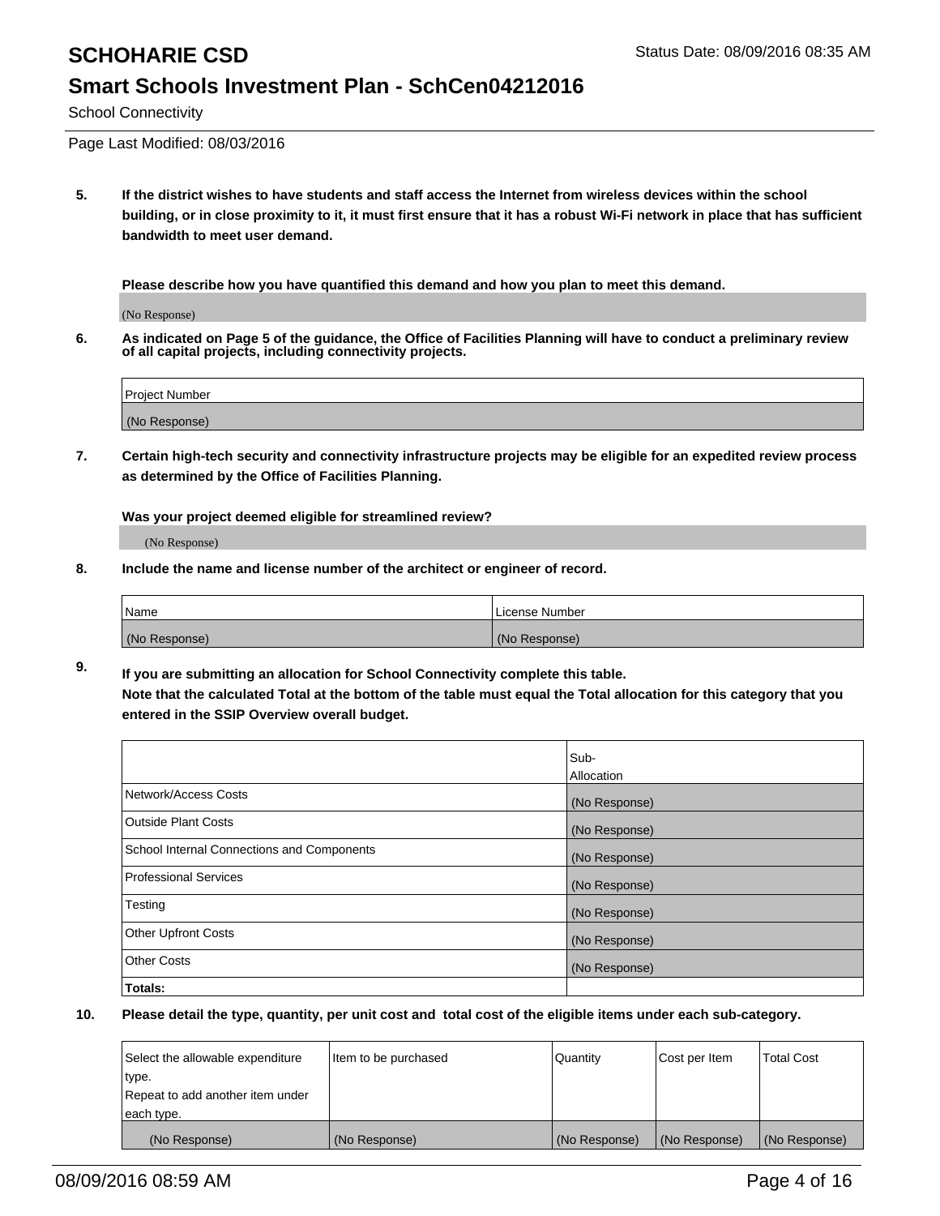# SCHOHARIE CSD

Status Date: 08/09/2016 08:35 AM

## Smart Schools Investment Plan - SchCen04212016

School Connectivity

Page Last Modified: 08/03/2016

**5. If the district wishes to have students and staff access the Internet from wireless devices within the school building, or in close proximity to it, it must first ensure that it has a robust Wi-Fi network in place that has sufficient bandwidth to meet user demand.**

**Please describe how you have quantified this demand and how you plan to meet this demand.**

(No Response)

**6. As indicated on Page 5 of the guidance, the Office of Facilities Planning will have to conduct a preliminary review of all capital projects, including connectivity projects.**

| Project Number |
| --- |
| (No Response) |

**7. Certain high-tech security and connectivity infrastructure projects may be eligible for an expedited review process as determined by the Office of Facilities Planning.**

**Was your project deemed eligible for streamlined review?**

(No Response)

**8. Include the name and license number of the architect or engineer of record.**

| Name | License Number |
| --- | --- |
| (No Response) | (No Response) |

**9. If you are submitting an allocation for School Connectivity complete this table.**
**Note that the calculated Total at the bottom of the table must equal the Total allocation for this category that you entered in the SSIP Overview overall budget.**

| | Sub-Allocation |
| --- | --- |
| Network/Access Costs | (No Response) |
| Outside Plant Costs | (No Response) |
| School Internal Connections and Components | (No Response) |
| Professional Services | (No Response) |
| Testing | (No Response) |
| Other Upfront Costs | (No Response) |
| Other Costs | (No Response) |
| **Totals:** | |

**10. Please detail the type, quantity, per unit cost and total cost of the eligible items under each sub-category.**

| Select the allowable expenditure type. Repeat to add another item under each type. | Item to be purchased | Quantity | Cost per Item | Total Cost |
| --- | --- | --- | --- | --- |
| (No Response) | (No Response) | (No Response) | (No Response) | (No Response) |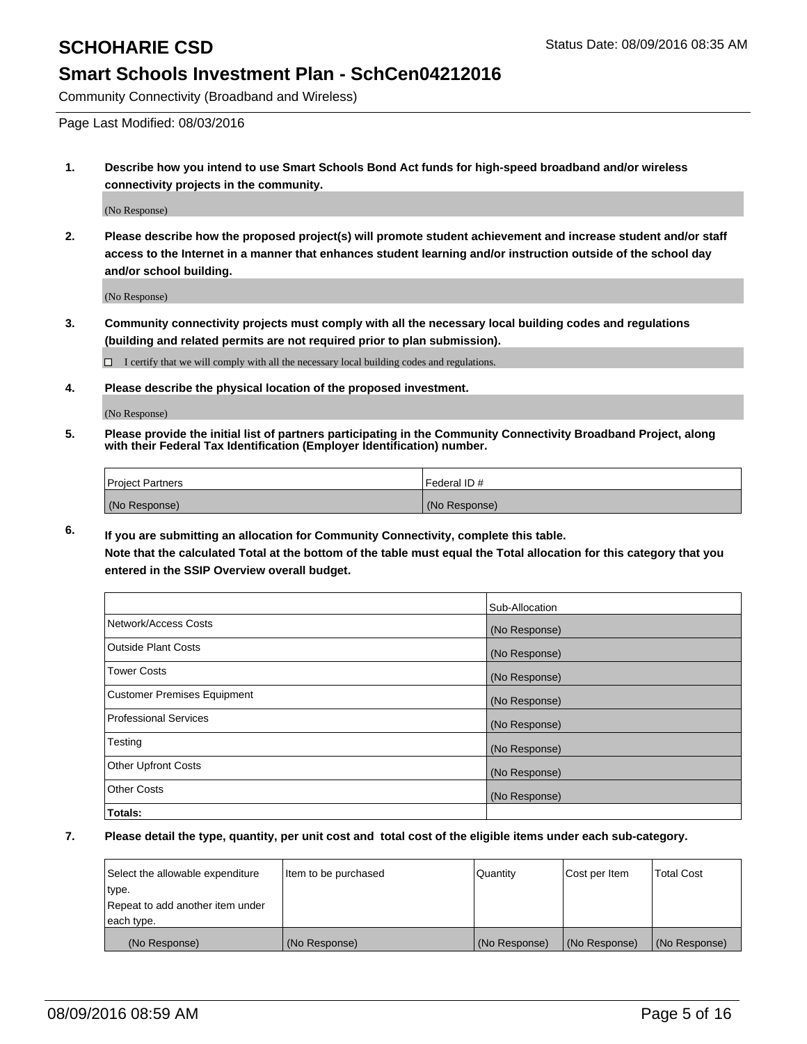# SCHOHARIE CSD

Status Date: 08/09/2016 08:35 AM

## Smart Schools Investment Plan - SchCen04212016

Community Connectivity (Broadband and Wireless)

Page Last Modified: 08/03/2016

1. **Describe how you intend to use Smart Schools Bond Act funds for high-speed broadband and/or wireless connectivity projects in the community.**

   (No Response)

2. **Please describe how the proposed project(s) will promote student achievement and increase student and/or staff access to the Internet in a manner that enhances student learning and/or instruction outside of the school day and/or school building.**

   (No Response)

3. **Community connectivity projects must comply with all the necessary local building codes and regulations (building and related permits are not required prior to plan submission).**

   ☐ I certify that we will comply with all the necessary local building codes and regulations.

4. **Please describe the physical location of the proposed investment.**

   (No Response)

5. **Please provide the initial list of partners participating in the Community Connectivity Broadband Project, along with their Federal Tax Identification (Employer Identification) number.**

| Project Partners | Federal ID # |
|---|---|
| (No Response) | (No Response) |

6. **If you are submitting an allocation for Community Connectivity, complete this table. Note that the calculated Total at the bottom of the table must equal the Total allocation for this category that you entered in the SSIP Overview overall budget.**

| | Sub-Allocation |
|---|---|
| Network/Access Costs | (No Response) |
| Outside Plant Costs | (No Response) |
| Tower Costs | (No Response) |
| Customer Premises Equipment | (No Response) |
| Professional Services | (No Response) |
| Testing | (No Response) |
| Other Upfront Costs | (No Response) |
| Other Costs | (No Response) |
| **Totals:** | |

7. **Please detail the type, quantity, per unit cost and total cost of the eligible items under each sub-category.**

| Select the allowable expenditure type. Repeat to add another item under each type. | Item to be purchased | Quantity | Cost per Item | Total Cost |
|---|---|---|---|---|
| (No Response) | (No Response) | (No Response) | (No Response) | (No Response) |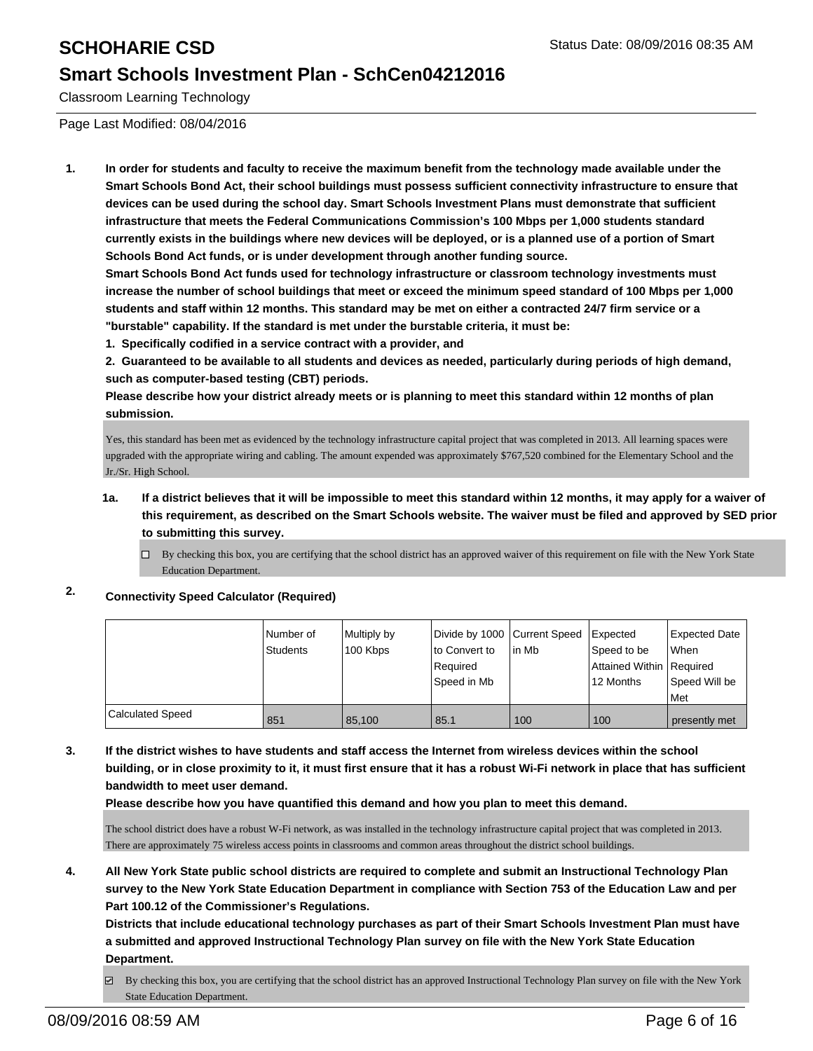# SCHOHARIE CSD

Status Date: 08/09/2016 08:35 AM

## Smart Schools Investment Plan - SchCen04212016

Classroom Learning Technology

Page Last Modified: 08/04/2016

1. **In order for students and faculty to receive the maximum benefit from the technology made available under the Smart Schools Bond Act, their school buildings must possess sufficient connectivity infrastructure to ensure that devices can be used during the school day. Smart Schools Investment Plans must demonstrate that sufficient infrastructure that meets the Federal Communications Commission's 100 Mbps per 1,000 students standard currently exists in the buildings where new devices will be deployed, or is a planned use of a portion of Smart Schools Bond Act funds, or is under development through another funding source.**

   **Smart Schools Bond Act funds used for technology infrastructure or classroom technology investments must increase the number of school buildings that meet or exceed the minimum speed standard of 100 Mbps per 1,000 students and staff within 12 months. This standard may be met on either a contracted 24/7 firm service or a "burstable" capability. If the standard is met under the burstable criteria, it must be:**

   **1. Specifically codified in a service contract with a provider, and**

   **2. Guaranteed to be available to all students and devices as needed, particularly during periods of high demand, such as computer-based testing (CBT) periods.**

   **Please describe how your district already meets or is planning to meet this standard within 12 months of plan submission.**

   Yes, this standard has been met as evidenced by the technology infrastructure capital project that was completed in 2013. All learning spaces were upgraded with the appropriate wiring and cabling. The amount expended was approximately $767,520 combined for the Elementary School and the Jr./Sr. High School.

   **1a. If a district believes that it will be impossible to meet this standard within 12 months, it may apply for a waiver of this requirement, as described on the Smart Schools website. The waiver must be filed and approved by SED prior to submitting this survey.**

   ☐ By checking this box, you are certifying that the school district has an approved waiver of this requirement on file with the New York State Education Department.

2. **Connectivity Speed Calculator (Required)**

| | Number of Students | Multiply by 100 Kbps | Divide by 1000 to Convert to Required Speed in Mb | Current Speed in Mb | Expected Speed to be Attained Within 12 Months | Expected Date When Required Speed Will be Met |
|---|---|---|---|---|---|---|
| Calculated Speed | 851 | 85,100 | 85.1 | 100 | 100 | presently met |

3. **If the district wishes to have students and staff access the Internet from wireless devices within the school building, or in close proximity to it, it must first ensure that it has a robust Wi-Fi network in place that has sufficient bandwidth to meet user demand.**

   **Please describe how you have quantified this demand and how you plan to meet this demand.**

   The school district does have a robust W-Fi network, as was installed in the technology infrastructure capital project that was completed in 2013. There are approximately 75 wireless access points in classrooms and common areas throughout the district school buildings.

4. **All New York State public school districts are required to complete and submit an Instructional Technology Plan survey to the New York State Education Department in compliance with Section 753 of the Education Law and per Part 100.12 of the Commissioner's Regulations.**

   **Districts that include educational technology purchases as part of their Smart Schools Investment Plan must have a submitted and approved Instructional Technology Plan survey on file with the New York State Education Department.**

   ☑ By checking this box, you are certifying that the school district has an approved Instructional Technology Plan survey on file with the New York State Education Department.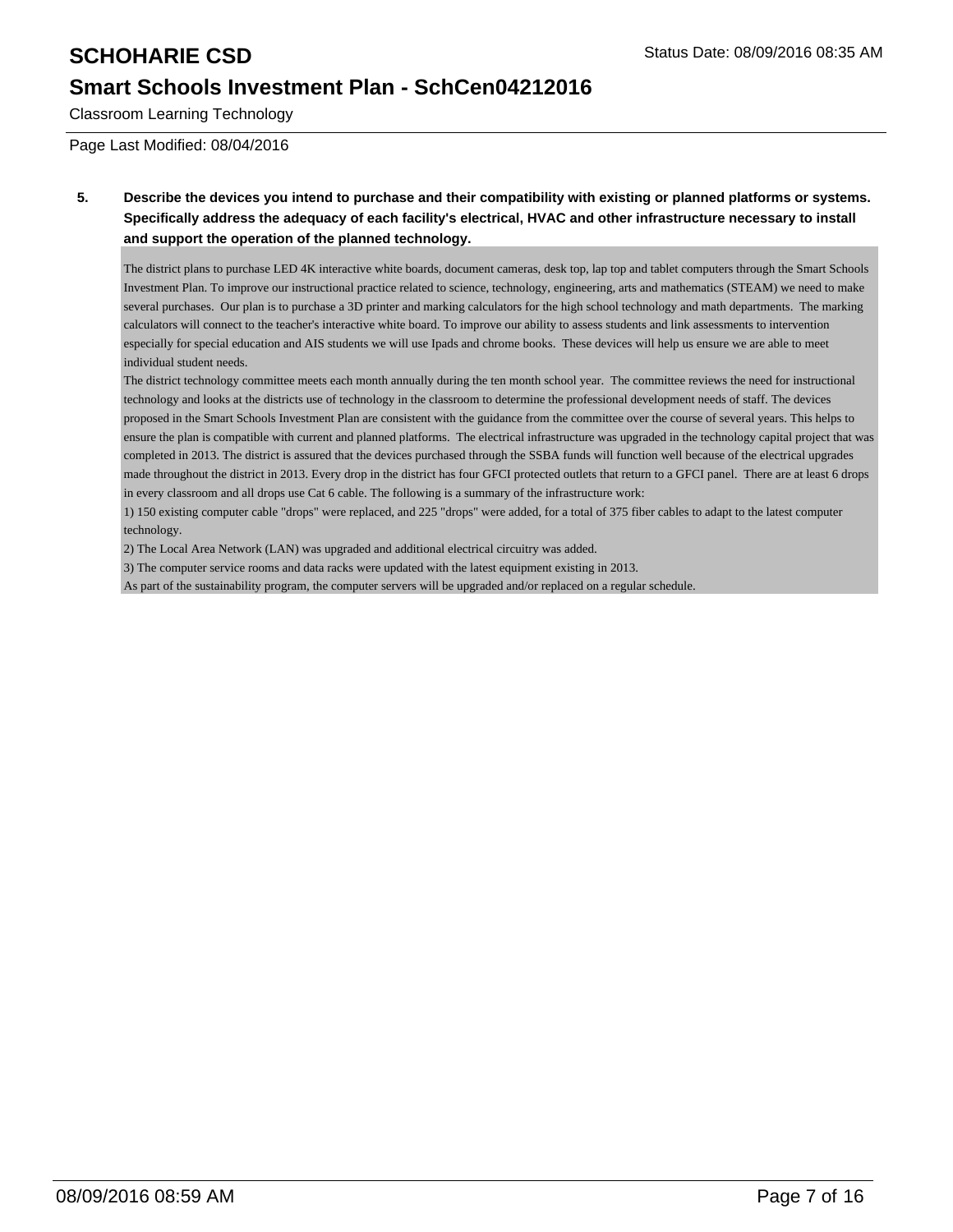# SCHOHARIE CSD

## Smart Schools Investment Plan - SchCen04212016

Classroom Learning Technology

Page Last Modified: 08/04/2016

**5. Describe the devices you intend to purchase and their compatibility with existing or planned platforms or systems. Specifically address the adequacy of each facility's electrical, HVAC and other infrastructure necessary to install and support the operation of the planned technology.**

The district plans to purchase LED 4K interactive white boards, document cameras, desk top, lap top and tablet computers through the Smart Schools Investment Plan. To improve our instructional practice related to science, technology, engineering, arts and mathematics (STEAM) we need to make several purchases. Our plan is to purchase a 3D printer and marking calculators for the high school technology and math departments. The marking calculators will connect to the teacher's interactive white board. To improve our ability to assess students and link assessments to intervention especially for special education and AIS students we will use Ipads and chrome books. These devices will help us ensure we are able to meet individual student needs.

The district technology committee meets each month annually during the ten month school year. The committee reviews the need for instructional technology and looks at the districts use of technology in the classroom to determine the professional development needs of staff. The devices proposed in the Smart Schools Investment Plan are consistent with the guidance from the committee over the course of several years. This helps to ensure the plan is compatible with current and planned platforms. The electrical infrastructure was upgraded in the technology capital project that was completed in 2013. The district is assured that the devices purchased through the SSBA funds will function well because of the electrical upgrades made throughout the district in 2013. Every drop in the district has four GFCI protected outlets that return to a GFCI panel. There are at least 6 drops in every classroom and all drops use Cat 6 cable. The following is a summary of the infrastructure work:

1) 150 existing computer cable "drops" were replaced, and 225 "drops" were added, for a total of 375 fiber cables to adapt to the latest computer technology.

2) The Local Area Network (LAN) was upgraded and additional electrical circuitry was added.

3) The computer service rooms and data racks were updated with the latest equipment existing in 2013.

As part of the sustainability program, the computer servers will be upgraded and/or replaced on a regular schedule.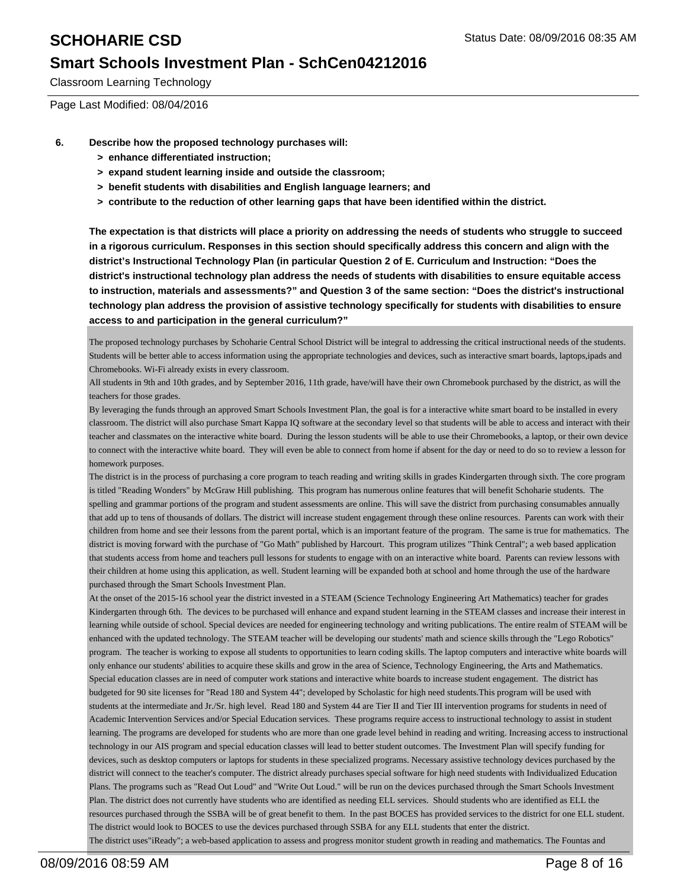Classroom Learning Technology

Page Last Modified: 08/04/2016

**6. Describe how the proposed technology purchases will:**

- **> enhance differentiated instruction;**
- **> expand student learning inside and outside the classroom;**
- **> benefit students with disabilities and English language learners; and**
- **> contribute to the reduction of other learning gaps that have been identified within the district.**

**The expectation is that districts will place a priority on addressing the needs of students who struggle to succeed in a rigorous curriculum. Responses in this section should specifically address this concern and align with the district's Instructional Technology Plan (in particular Question 2 of E. Curriculum and Instruction: "Does the district's instructional technology plan address the needs of students with disabilities to ensure equitable access to instruction, materials and assessments?" and Question 3 of the same section: "Does the district's instructional technology plan address the provision of assistive technology specifically for students with disabilities to ensure access to and participation in the general curriculum?"**

The proposed technology purchases by Schoharie Central School District will be integral to addressing the critical instructional needs of the students. Students will be better able to access information using the appropriate technologies and devices, such as interactive smart boards, laptops,ipads and Chromebooks. Wi-Fi already exists in every classroom.

All students in 9th and 10th grades, and by September 2016, 11th grade, have/will have their own Chromebook purchased by the district, as will the teachers for those grades.

By leveraging the funds through an approved Smart Schools Investment Plan, the goal is for a interactive white smart board to be installed in every classroom. The district will also purchase Smart Kappa IQ software at the secondary level so that students will be able to access and interact with their teacher and classmates on the interactive white board. During the lesson students will be able to use their Chromebooks, a laptop, or their own device to connect with the interactive white board. They will even be able to connect from home if absent for the day or need to do so to review a lesson for homework purposes.

The district is in the process of purchasing a core program to teach reading and writing skills in grades Kindergarten through sixth. The core program is titled "Reading Wonders" by McGraw Hill publishing. This program has numerous online features that will benefit Schoharie students. The spelling and grammar portions of the program and student assessments are online. This will save the district from purchasing consumables annually that add up to tens of thousands of dollars. The district will increase student engagement through these online resources. Parents can work with their children from home and see their lessons from the parent portal, which is an important feature of the program. The same is true for mathematics. The district is moving forward with the purchase of "Go Math" published by Harcourt. This program utilizes "Think Central"; a web based application that students access from home and teachers pull lessons for students to engage with on an interactive white board. Parents can review lessons with their children at home using this application, as well. Student learning will be expanded both at school and home through the use of the hardware purchased through the Smart Schools Investment Plan.

At the onset of the 2015-16 school year the district invested in a STEAM (Science Technology Engineering Art Mathematics) teacher for grades Kindergarten through 6th. The devices to be purchased will enhance and expand student learning in the STEAM classes and increase their interest in learning while outside of school. Special devices are needed for engineering technology and writing publications. The entire realm of STEAM will be enhanced with the updated technology. The STEAM teacher will be developing our students' math and science skills through the "Lego Robotics" program. The teacher is working to expose all students to opportunities to learn coding skills. The laptop computers and interactive white boards will only enhance our students' abilities to acquire these skills and grow in the area of Science, Technology Engineering, the Arts and Mathematics.

Special education classes are in need of computer work stations and interactive white boards to increase student engagement. The district has budgeted for 90 site licenses for "Read 180 and System 44"; developed by Scholastic for high need students.This program will be used with students at the intermediate and Jr./Sr. high level. Read 180 and System 44 are Tier II and Tier III intervention programs for students in need of Academic Intervention Services and/or Special Education services. These programs require access to instructional technology to assist in student learning. The programs are developed for students who are more than one grade level behind in reading and writing. Increasing access to instructional technology in our AIS program and special education classes will lead to better student outcomes. The Investment Plan will specify funding for devices, such as desktop computers or laptops for students in these specialized programs. Necessary assistive technology devices purchased by the district will connect to the teacher's computer. The district already purchases special software for high need students with Individualized Education Plans. The programs such as "Read Out Loud" and "Write Out Loud." will be run on the devices purchased through the Smart Schools Investment Plan. The district does not currently have students who are identified as needing ELL services. Should students who are identified as ELL the resources purchased through the SSBA will be of great benefit to them. In the past BOCES has provided services to the district for one ELL student. The district would look to BOCES to use the devices purchased through SSBA for any ELL students that enter the district.

The district uses"iReady"; a web-based application to assess and progress monitor student growth in reading and mathematics. The Fountas and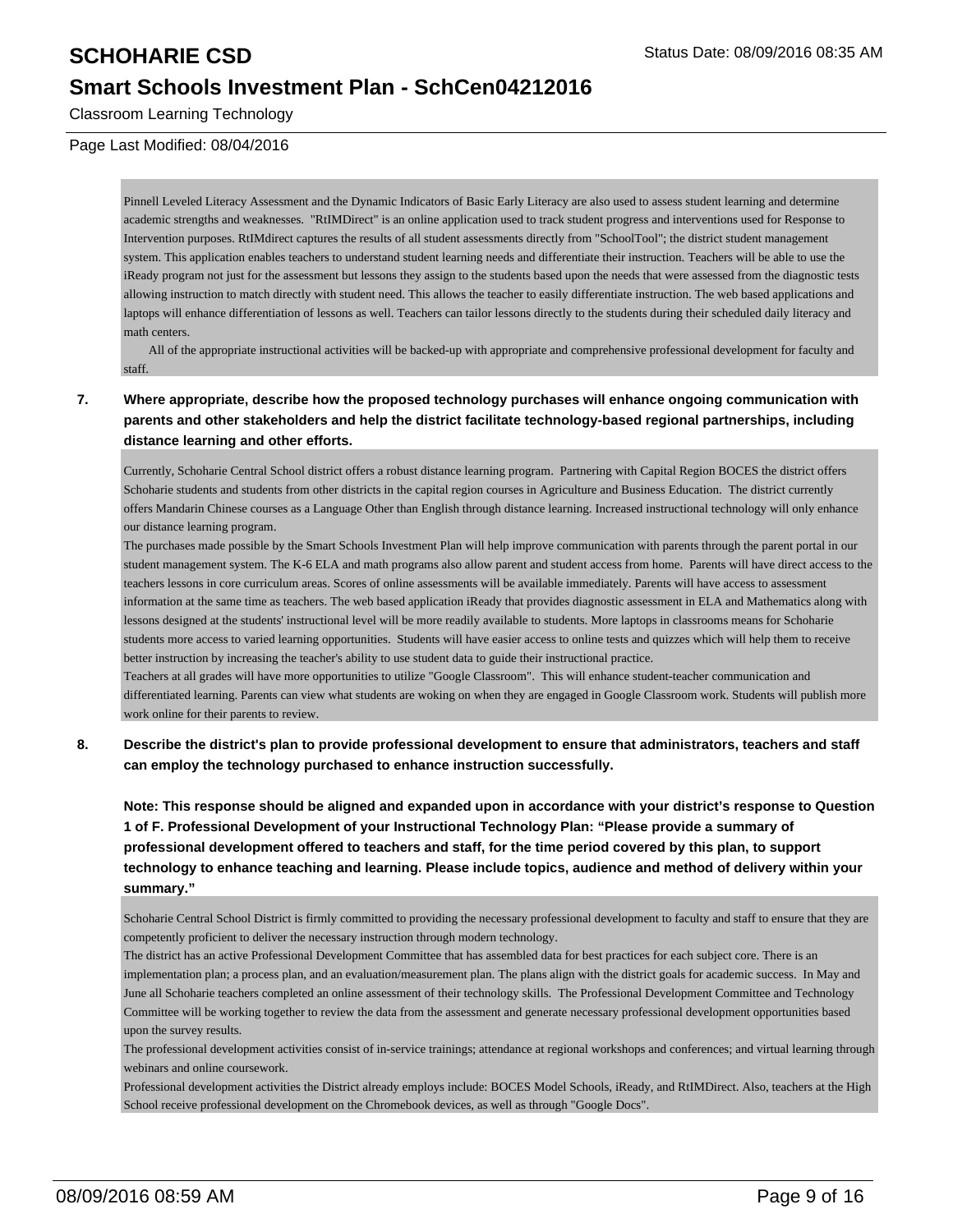Pinnell Leveled Literacy Assessment and the Dynamic Indicators of Basic Early Literacy are also used to assess student learning and determine academic strengths and weaknesses. "RtIMDirect" is an online application used to track student progress and interventions used for Response to Intervention purposes. RtIMdirect captures the results of all student assessments directly from "SchoolTool"; the district student management system. This application enables teachers to understand student learning needs and differentiate their instruction. Teachers will be able to use the iReady program not just for the assessment but lessons they assign to the students based upon the needs that were assessed from the diagnostic tests allowing instruction to match directly with student need. This allows the teacher to easily differentiate instruction. The web based applications and laptops will enhance differentiation of lessons as well. Teachers can tailor lessons directly to the students during their scheduled daily literacy and math centers.

All of the appropriate instructional activities will be backed-up with appropriate and comprehensive professional development for faculty and staff.

**7. Where appropriate, describe how the proposed technology purchases will enhance ongoing communication with parents and other stakeholders and help the district facilitate technology-based regional partnerships, including distance learning and other efforts.**

Currently, Schoharie Central School district offers a robust distance learning program. Partnering with Capital Region BOCES the district offers Schoharie students and students from other districts in the capital region courses in Agriculture and Business Education. The district currently offers Mandarin Chinese courses as a Language Other than English through distance learning. Increased instructional technology will only enhance our distance learning program.

The purchases made possible by the Smart Schools Investment Plan will help improve communication with parents through the parent portal in our student management system. The K-6 ELA and math programs also allow parent and student access from home. Parents will have direct access to the teachers lessons in core curriculum areas. Scores of online assessments will be available immediately. Parents will have access to assessment information at the same time as teachers. The web based application iReady that provides diagnostic assessment in ELA and Mathematics along with lessons designed at the students' instructional level will be more readily available to students. More laptops in classrooms means for Schoharie students more access to varied learning opportunities. Students will have easier access to online tests and quizzes which will help them to receive better instruction by increasing the teacher's ability to use student data to guide their instructional practice.

Teachers at all grades will have more opportunities to utilize "Google Classroom". This will enhance student-teacher communication and differentiated learning. Parents can view what students are woking on when they are engaged in Google Classroom work. Students will publish more work online for their parents to review.

**8. Describe the district's plan to provide professional development to ensure that administrators, teachers and staff can employ the technology purchased to enhance instruction successfully.**

**Note: This response should be aligned and expanded upon in accordance with your district's response to Question 1 of F. Professional Development of your Instructional Technology Plan: "Please provide a summary of professional development offered to teachers and staff, for the time period covered by this plan, to support technology to enhance teaching and learning. Please include topics, audience and method of delivery within your summary."**

Schoharie Central School District is firmly committed to providing the necessary professional development to faculty and staff to ensure that they are competently proficient to deliver the necessary instruction through modern technology.

The district has an active Professional Development Committee that has assembled data for best practices for each subject core. There is an implementation plan; a process plan, and an evaluation/measurement plan. The plans align with the district goals for academic success. In May and June all Schoharie teachers completed an online assessment of their technology skills. The Professional Development Committee and Technology Committee will be working together to review the data from the assessment and generate necessary professional development opportunities based upon the survey results.

The professional development activities consist of in-service trainings; attendance at regional workshops and conferences; and virtual learning through webinars and online coursework.

Professional development activities the District already employs include: BOCES Model Schools, iReady, and RtIMDirect. Also, teachers at the High School receive professional development on the Chromebook devices, as well as through "Google Docs".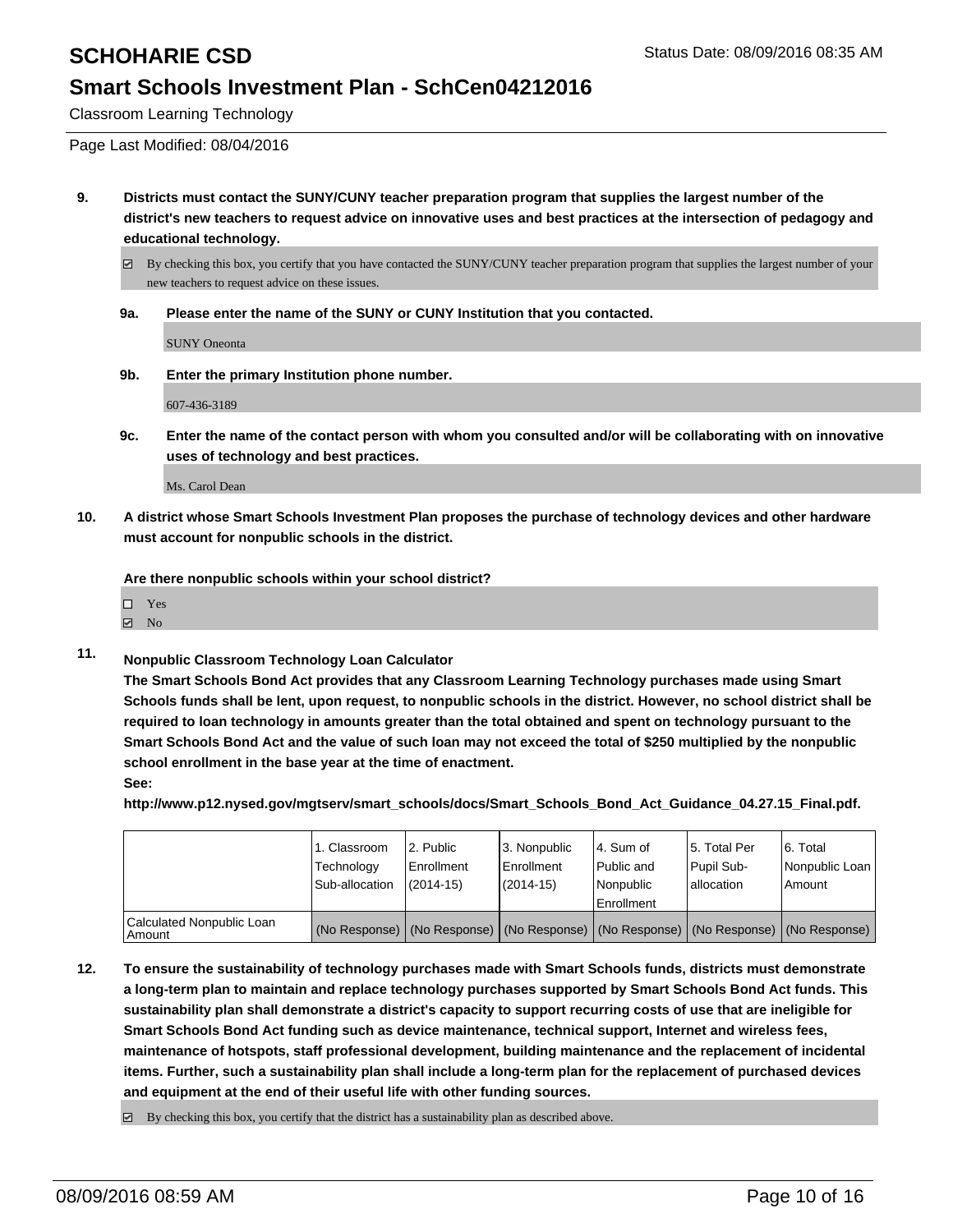# SCHOHARIE CSD

Status Date: 08/09/2016 08:35 AM

## Smart Schools Investment Plan - SchCen04212016

Classroom Learning Technology

Page Last Modified: 08/04/2016

**9. Districts must contact the SUNY/CUNY teacher preparation program that supplies the largest number of the district's new teachers to request advice on innovative uses and best practices at the intersection of pedagogy and educational technology.**

☑ By checking this box, you certify that you have contacted the SUNY/CUNY teacher preparation program that supplies the largest number of your new teachers to request advice on these issues.

**9a. Please enter the name of the SUNY or CUNY Institution that you contacted.**

SUNY Oneonta

**9b. Enter the primary Institution phone number.**

607-436-3189

**9c. Enter the name of the contact person with whom you consulted and/or will be collaborating with on innovative uses of technology and best practices.**

Ms. Carol Dean

**10. A district whose Smart Schools Investment Plan proposes the purchase of technology devices and other hardware must account for nonpublic schools in the district.**

**Are there nonpublic schools within your school district?**

☐ Yes
☑ No

**11. Nonpublic Classroom Technology Loan Calculator**

**The Smart Schools Bond Act provides that any Classroom Learning Technology purchases made using Smart Schools funds shall be lent, upon request, to nonpublic schools in the district. However, no school district shall be required to loan technology in amounts greater than the total obtained and spent on technology pursuant to the Smart Schools Bond Act and the value of such loan may not exceed the total of $250 multiplied by the nonpublic school enrollment in the base year at the time of enactment.**

**See:**

**http://www.p12.nysed.gov/mgtserv/smart_schools/docs/Smart_Schools_Bond_Act_Guidance_04.27.15_Final.pdf.**

| | 1. Classroom Technology Sub-allocation | 2. Public Enrollment (2014-15) | 3. Nonpublic Enrollment (2014-15) | 4. Sum of Public and Nonpublic Enrollment | 5. Total Per Pupil Sub-allocation | 6. Total Nonpublic Loan Amount |
|---|---|---|---|---|---|---|
| Calculated Nonpublic Loan Amount | (No Response) | (No Response) | (No Response) | (No Response) | (No Response) | (No Response) |

**12. To ensure the sustainability of technology purchases made with Smart Schools funds, districts must demonstrate a long-term plan to maintain and replace technology purchases supported by Smart Schools Bond Act funds. This sustainability plan shall demonstrate a district's capacity to support recurring costs of use that are ineligible for Smart Schools Bond Act funding such as device maintenance, technical support, Internet and wireless fees, maintenance of hotspots, staff professional development, building maintenance and the replacement of incidental items. Further, such a sustainability plan shall include a long-term plan for the replacement of purchased devices and equipment at the end of their useful life with other funding sources.**

☑ By checking this box, you certify that the district has a sustainability plan as described above.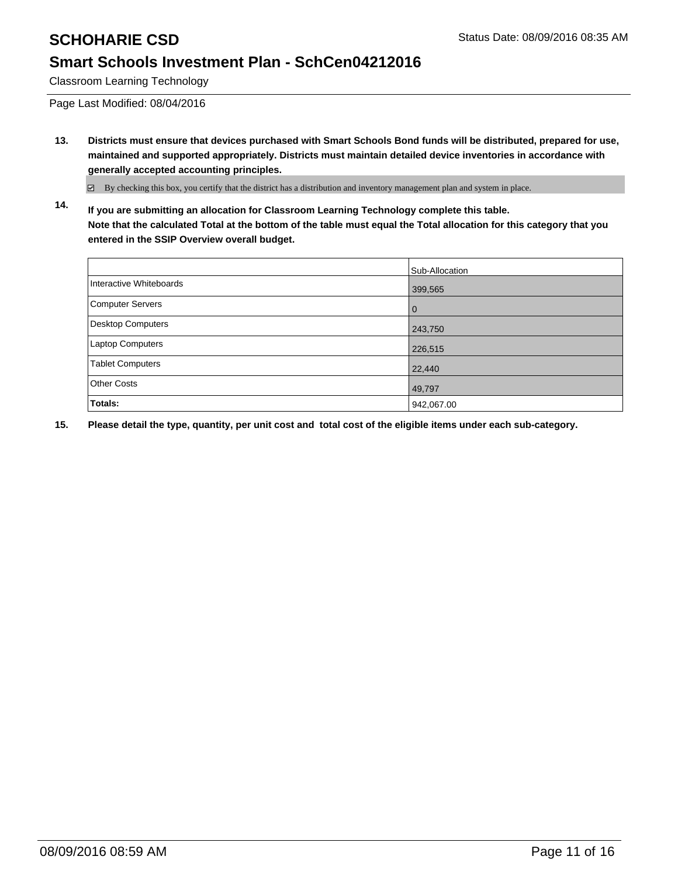# SCHOHARIE CSD

Status Date: 08/09/2016 08:35 AM

## Smart Schools Investment Plan - SchCen04212016

Classroom Learning Technology

Page Last Modified: 08/04/2016

**13. Districts must ensure that devices purchased with Smart Schools Bond funds will be distributed, prepared for use, maintained and supported appropriately. Districts must maintain detailed device inventories in accordance with generally accepted accounting principles.**

☑ By checking this box, you certify that the district has a distribution and inventory management plan and system in place.

**14. If you are submitting an allocation for Classroom Learning Technology complete this table.**
**Note that the calculated Total at the bottom of the table must equal the Total allocation for this category that you entered in the SSIP Overview overall budget.**

| | Sub-Allocation |
|---|---|
| Interactive Whiteboards | 399,565 |
| Computer Servers | 0 |
| Desktop Computers | 243,750 |
| Laptop Computers | 226,515 |
| Tablet Computers | 22,440 |
| Other Costs | 49,797 |
| **Totals:** | 942,067.00 |

**15. Please detail the type, quantity, per unit cost and total cost of the eligible items under each sub-category.**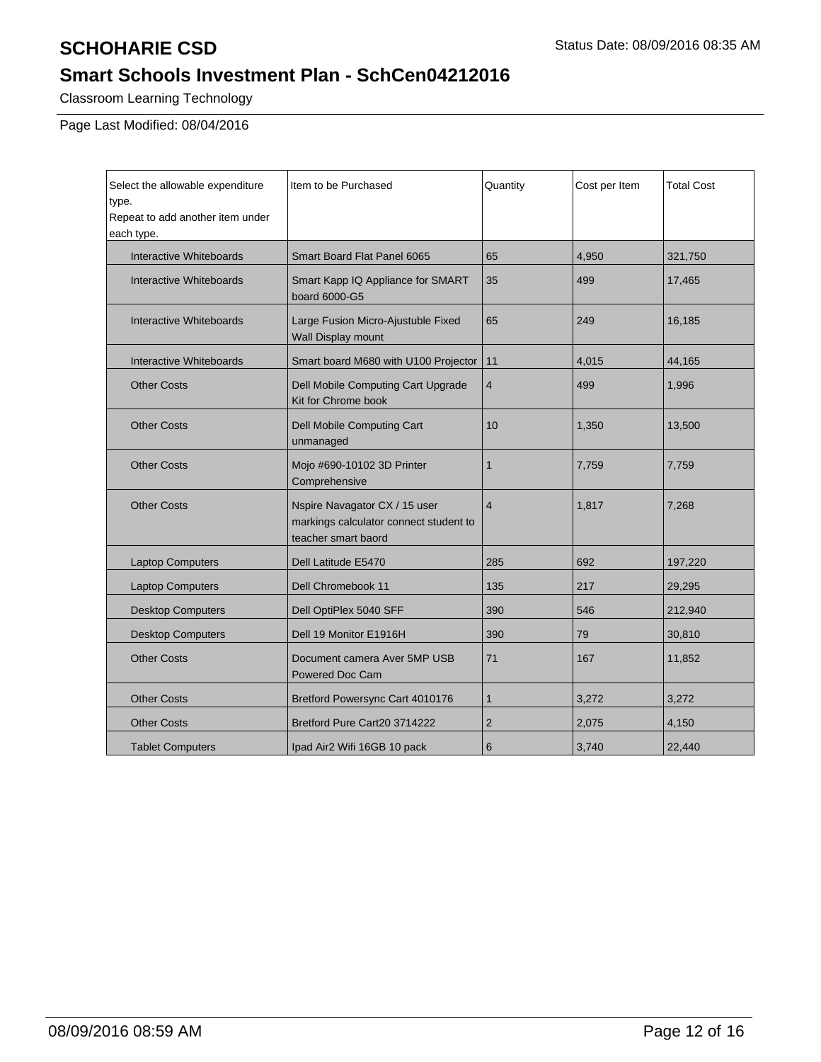# SCHOHARIE CSD

Status Date: 08/09/2016 08:35 AM

## Smart Schools Investment Plan - SchCen04212016

Classroom Learning Technology

Page Last Modified: 08/04/2016

| Select the allowable expenditure type.<br>Repeat to add another item under each type. | Item to be Purchased | Quantity | Cost per Item | Total Cost |
|---|---|---|---|---|
| Interactive Whiteboards | Smart Board Flat Panel 6065 | 65 | 4,950 | 321,750 |
| Interactive Whiteboards | Smart Kapp IQ Appliance for SMART board 6000-G5 | 35 | 499 | 17,465 |
| Interactive Whiteboards | Large Fusion Micro-Ajustuble Fixed Wall Display mount | 65 | 249 | 16,185 |
| Interactive Whiteboards | Smart board M680 with U100 Projector | 11 | 4,015 | 44,165 |
| Other Costs | Dell Mobile Computing Cart Upgrade Kit for Chrome book | 4 | 499 | 1,996 |
| Other Costs | Dell Mobile Computing Cart unmanaged | 10 | 1,350 | 13,500 |
| Other Costs | Mojo #690-10102 3D Printer Comprehensive | 1 | 7,759 | 7,759 |
| Other Costs | Nspire Navagator CX / 15 user markings calculator connect student to teacher smart baord | 4 | 1,817 | 7,268 |
| Laptop Computers | Dell Latitude E5470 | 285 | 692 | 197,220 |
| Laptop Computers | Dell Chromebook 11 | 135 | 217 | 29,295 |
| Desktop Computers | Dell OptiPlex 5040 SFF | 390 | 546 | 212,940 |
| Desktop Computers | Dell 19 Monitor E1916H | 390 | 79 | 30,810 |
| Other Costs | Document camera Aver 5MP USB Powered Doc Cam | 71 | 167 | 11,852 |
| Other Costs | Bretford Powersync Cart 4010176 | 1 | 3,272 | 3,272 |
| Other Costs | Bretford Pure Cart20 3714222 | 2 | 2,075 | 4,150 |
| Tablet Computers | Ipad Air2 Wifi 16GB 10 pack | 6 | 3,740 | 22,440 |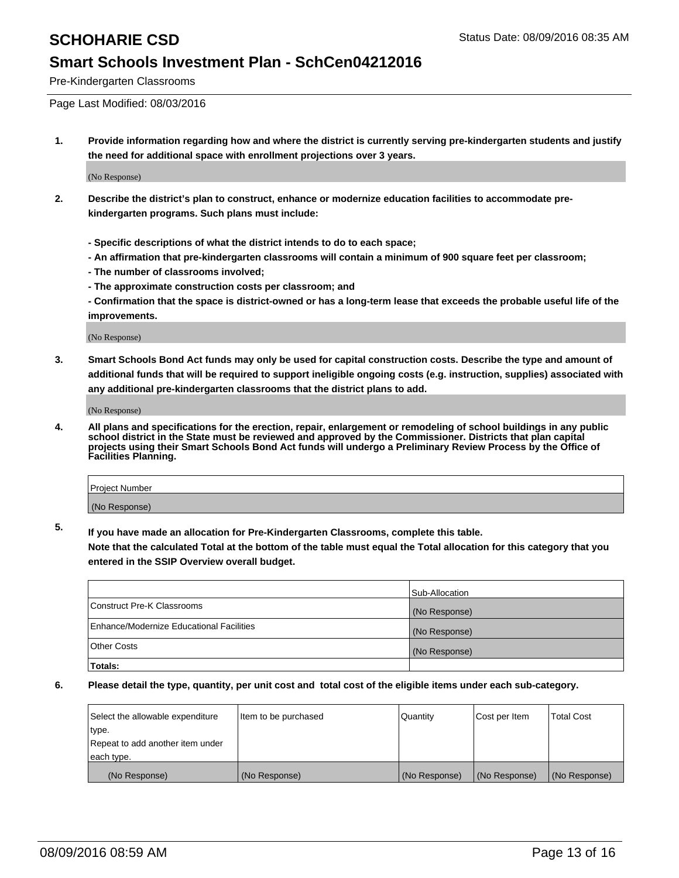Pre-Kindergarten Classrooms

Page Last Modified: 08/03/2016

**1. Provide information regarding how and where the district is currently serving pre-kindergarten students and justify the need for additional space with enrollment projections over 3 years.**

(No Response)

**2. Describe the district's plan to construct, enhance or modernize education facilities to accommodate pre-kindergarten programs. Such plans must include:**

**- Specific descriptions of what the district intends to do to each space;**
**- An affirmation that pre-kindergarten classrooms will contain a minimum of 900 square feet per classroom;**
**- The number of classrooms involved;**
**- The approximate construction costs per classroom; and**
**- Confirmation that the space is district-owned or has a long-term lease that exceeds the probable useful life of the improvements.**

(No Response)

**3. Smart Schools Bond Act funds may only be used for capital construction costs. Describe the type and amount of additional funds that will be required to support ineligible ongoing costs (e.g. instruction, supplies) associated with any additional pre-kindergarten classrooms that the district plans to add.**

(No Response)

**4. All plans and specifications for the erection, repair, enlargement or remodeling of school buildings in any public school district in the State must be reviewed and approved by the Commissioner. Districts that plan capital projects using their Smart Schools Bond Act funds will undergo a Preliminary Review Process by the Office of Facilities Planning.**

| Project Number |
| --- |
| (No Response) |

**5. If you have made an allocation for Pre-Kindergarten Classrooms, complete this table.**
**Note that the calculated Total at the bottom of the table must equal the Total allocation for this category that you entered in the SSIP Overview overall budget.**

| | Sub-Allocation |
| --- | --- |
| Construct Pre-K Classrooms | (No Response) |
| Enhance/Modernize Educational Facilities | (No Response) |
| Other Costs | (No Response) |
| **Totals:** | |

**6. Please detail the type, quantity, per unit cost and total cost of the eligible items under each sub-category.**

| Select the allowable expenditure type. Repeat to add another item under each type. | Item to be purchased | Quantity | Cost per Item | Total Cost |
| --- | --- | --- | --- | --- |
| (No Response) | (No Response) | (No Response) | (No Response) | (No Response) |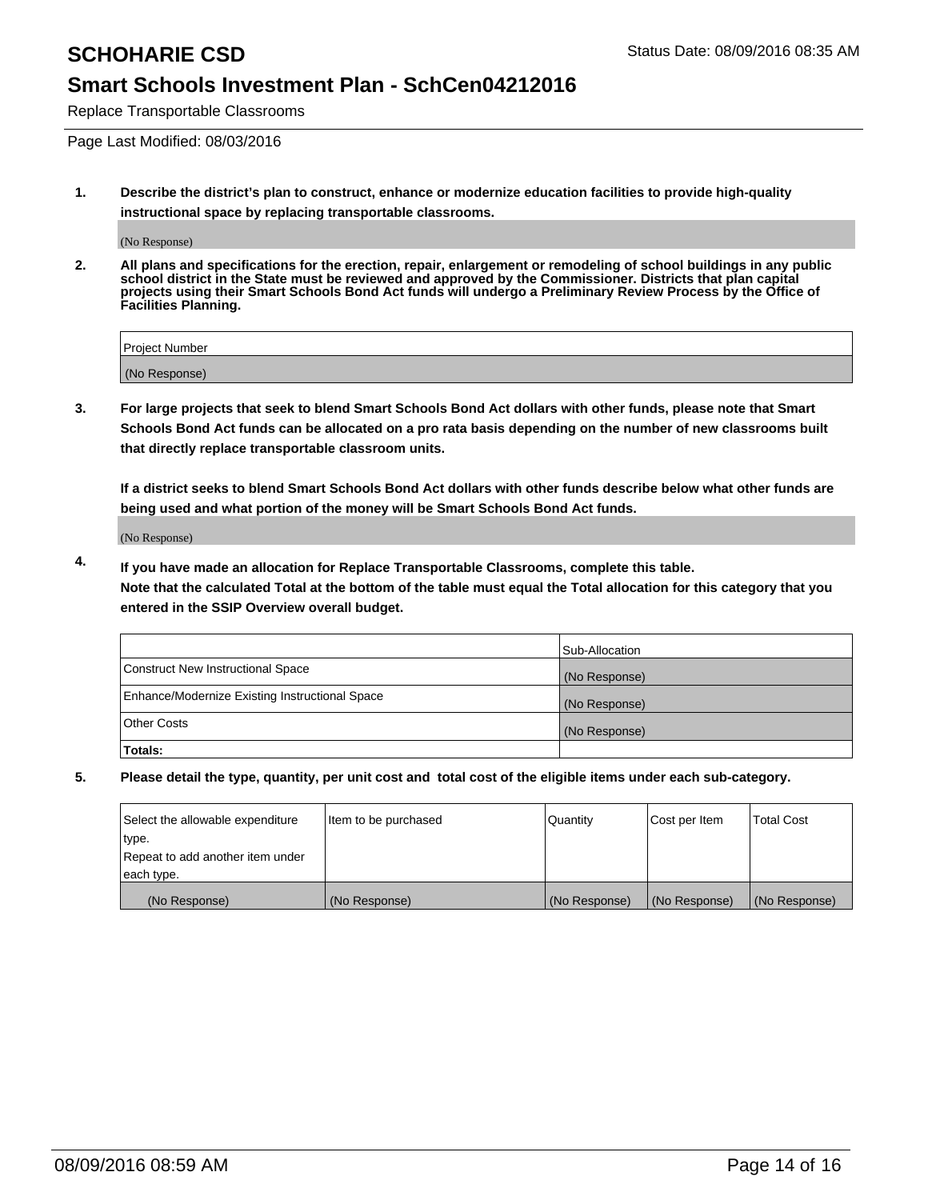# SCHOHARIE CSD

Status Date: 08/09/2016 08:35 AM

## Smart Schools Investment Plan - SchCen04212016

Replace Transportable Classrooms

Page Last Modified: 08/03/2016

1. **Describe the district's plan to construct, enhance or modernize education facilities to provide high-quality instructional space by replacing transportable classrooms.**

   (No Response)

2. **All plans and specifications for the erection, repair, enlargement or remodeling of school buildings in any public school district in the State must be reviewed and approved by the Commissioner. Districts that plan capital projects using their Smart Schools Bond Act funds will undergo a Preliminary Review Process by the Office of Facilities Planning.**

| Project Number |
| --- |
| (No Response) |

3. **For large projects that seek to blend Smart Schools Bond Act dollars with other funds, please note that Smart Schools Bond Act funds can be allocated on a pro rata basis depending on the number of new classrooms built that directly replace transportable classroom units.**

   **If a district seeks to blend Smart Schools Bond Act dollars with other funds describe below what other funds are being used and what portion of the money will be Smart Schools Bond Act funds.**

   (No Response)

4. **If you have made an allocation for Replace Transportable Classrooms, complete this table. Note that the calculated Total at the bottom of the table must equal the Total allocation for this category that you entered in the SSIP Overview overall budget.**

| | Sub-Allocation |
| --- | --- |
| Construct New Instructional Space | (No Response) |
| Enhance/Modernize Existing Instructional Space | (No Response) |
| Other Costs | (No Response) |
| **Totals:** | |

5. **Please detail the type, quantity, per unit cost and total cost of the eligible items under each sub-category.**

| Select the allowable expenditure type. Repeat to add another item under each type. | Item to be purchased | Quantity | Cost per Item | Total Cost |
| --- | --- | --- | --- | --- |
| (No Response) | (No Response) | (No Response) | (No Response) | (No Response) |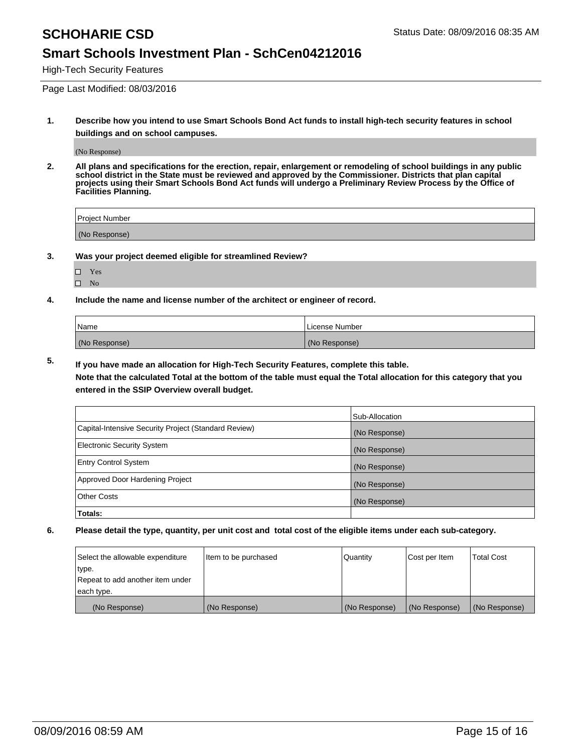# SCHOHARIE CSD

Status Date: 08/09/2016 08:35 AM

## Smart Schools Investment Plan - SchCen04212016

High-Tech Security Features

Page Last Modified: 08/03/2016

**1. Describe how you intend to use Smart Schools Bond Act funds to install high-tech security features in school buildings and on school campuses.**

(No Response)

**2. All plans and specifications for the erection, repair, enlargement or remodeling of school buildings in any public school district in the State must be reviewed and approved by the Commissioner. Districts that plan capital projects using their Smart Schools Bond Act funds will undergo a Preliminary Review Process by the Office of Facilities Planning.**

| Project Number |
|---|
| (No Response) |

**3. Was your project deemed eligible for streamlined Review?**

- ☐ Yes
- ☐ No

**4. Include the name and license number of the architect or engineer of record.**

| Name | License Number |
|---|---|
| (No Response) | (No Response) |

**5. If you have made an allocation for High-Tech Security Features, complete this table.**

**Note that the calculated Total at the bottom of the table must equal the Total allocation for this category that you entered in the SSIP Overview overall budget.**

| | Sub-Allocation |
|---|---|
| Capital-Intensive Security Project (Standard Review) | (No Response) |
| Electronic Security System | (No Response) |
| Entry Control System | (No Response) |
| Approved Door Hardening Project | (No Response) |
| Other Costs | (No Response) |
| **Totals:** | |

**6. Please detail the type, quantity, per unit cost and total cost of the eligible items under each sub-category.**

| Select the allowable expenditure type. Repeat to add another item under each type. | Item to be purchased | Quantity | Cost per Item | Total Cost |
|---|---|---|---|---|
| (No Response) | (No Response) | (No Response) | (No Response) | (No Response) |